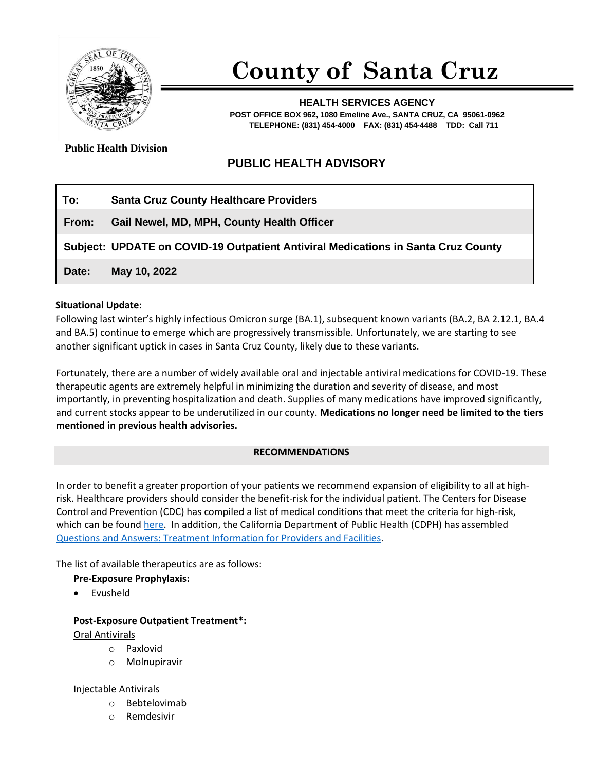# County of Santa Cruz

**HEALTH SERVICES AGENCY**
**POST OFFICE BOX 962, 1080 Emeline Ave., SANTA CRUZ, CA 95061-0962**
**TELEPHONE: (831) 454-4000 FAX: (831) 454-4488 TDD: Call 711**

**Public Health Division**

## PUBLIC HEALTH ADVISORY

| | |
|---|---|
| **To:** | **Santa Cruz County Healthcare Providers** |
| **From:** | **Gail Newel, MD, MPH, County Health Officer** |
| **Subject:** | **UPDATE on COVID-19 Outpatient Antiviral Medications in Santa Cruz County** |
| **Date:** | **May 10, 2022** |

**Situational Update**:
Following last winter's highly infectious Omicron surge (BA.1), subsequent known variants (BA.2, BA 2.12.1, BA.4 and BA.5) continue to emerge which are progressively transmissible. Unfortunately, we are starting to see another significant uptick in cases in Santa Cruz County, likely due to these variants.

Fortunately, there are a number of widely available oral and injectable antiviral medications for COVID-19. These therapeutic agents are extremely helpful in minimizing the duration and severity of disease, and most importantly, in preventing hospitalization and death. Supplies of many medications have improved significantly, and current stocks appear to be underutilized in our county. **Medications no longer need be limited to the tiers mentioned in previous health advisories.**

### RECOMMENDATIONS

In order to benefit a greater proportion of your patients we recommend expansion of eligibility to all at high-risk. Healthcare providers should consider the benefit-risk for the individual patient. The Centers for Disease Control and Prevention (CDC) has compiled a list of medical conditions that meet the criteria for high-risk, which can be found here. In addition, the California Department of Public Health (CDPH) has assembled Questions and Answers: Treatment Information for Providers and Facilities.

The list of available therapeutics are as follows:

**Pre-Exposure Prophylaxis:**

- Evusheld

**Post-Exposure Outpatient Treatment*:**

Oral Antivirals

- Paxlovid
- Molnupiravir

Injectable Antivirals

- Bebtelovimab
- Remdesivir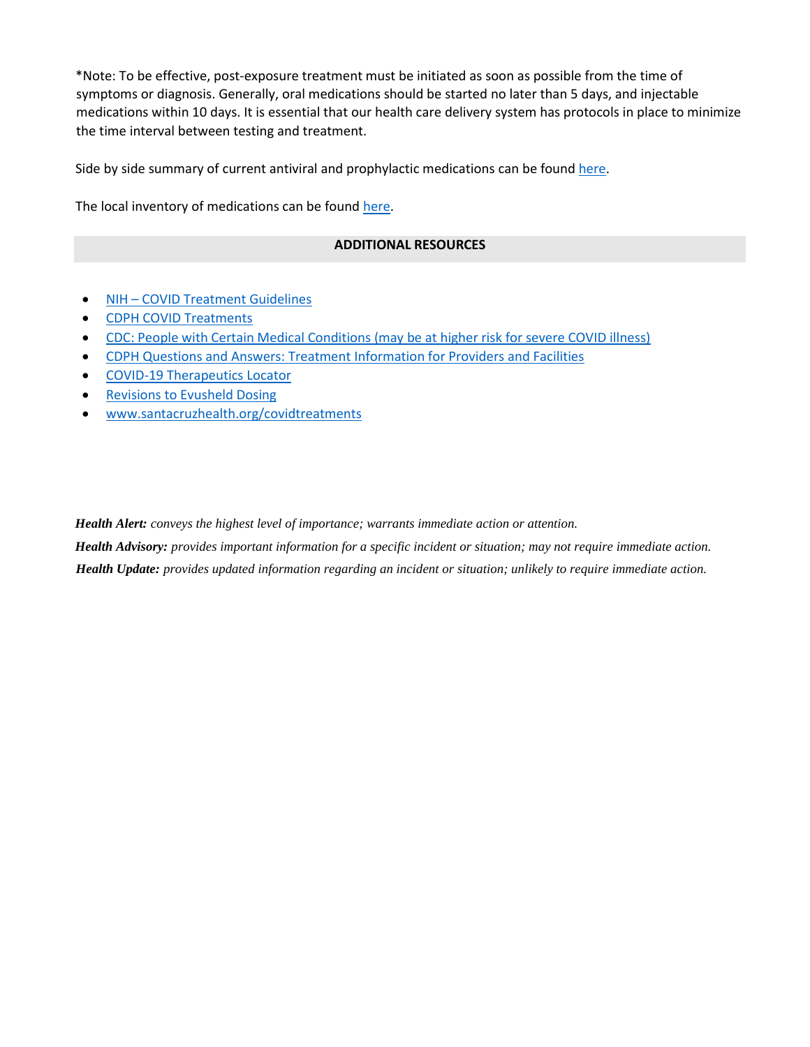*Note: To be effective, post-exposure treatment must be initiated as soon as possible from the time of symptoms or diagnosis. Generally, oral medications should be started no later than 5 days, and injectable medications within 10 days. It is essential that our health care delivery system has protocols in place to minimize the time interval between testing and treatment.

Side by side summary of current antiviral and prophylactic medications can be found here.

The local inventory of medications can be found here.

## ADDITIONAL RESOURCES

- NIH – COVID Treatment Guidelines
- CDPH COVID Treatments
- CDC: People with Certain Medical Conditions (may be at higher risk for severe COVID illness)
- CDPH Questions and Answers: Treatment Information for Providers and Facilities
- COVID-19 Therapeutics Locator
- Revisions to Evusheld Dosing
- www.santacruzhealth.org/covidtreatments

***Health Alert:*** *conveys the highest level of importance; warrants immediate action or attention.*

***Health Advisory:*** *provides important information for a specific incident or situation; may not require immediate action.*

***Health Update:*** *provides updated information regarding an incident or situation; unlikely to require immediate action.*